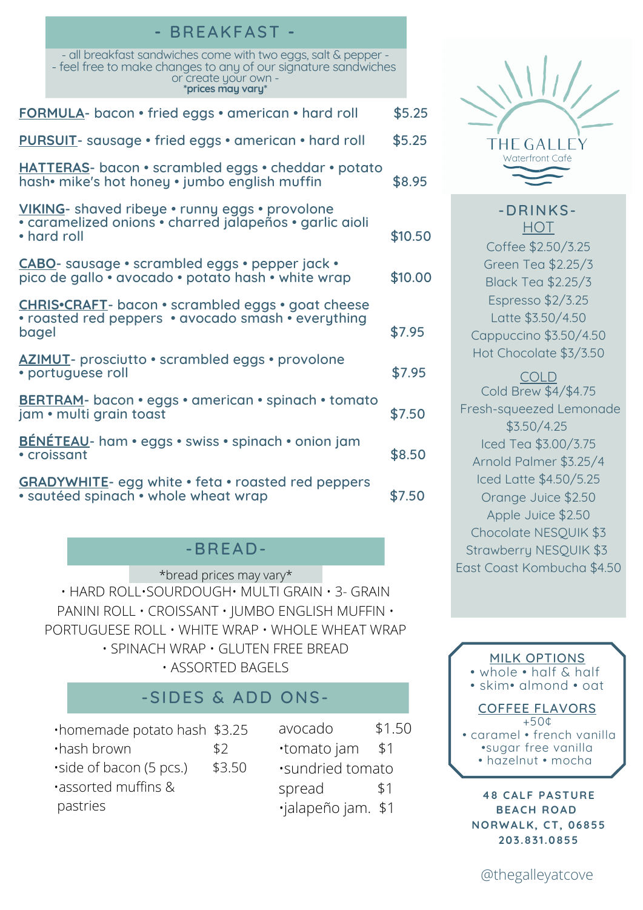# - BREAKFAST -

- all breakfast sandwiches come with two eggs, salt & pepper -
- feel free to make changes to any of our signature sandwiches or create your own -
*prices may vary*

**FORMULA**- bacon • fried eggs • american • hard roll — $5.25

**PURSUIT**- sausage • fried eggs • american • hard roll — $5.25

**HATTERAS**- bacon • scrambled eggs • cheddar • potato hash• mike's hot honey • jumbo english muffin — $8.95

**VIKING**- shaved ribeye • runny eggs • provolone • caramelized onions • charred jalapeños • garlic aioli • hard roll — $10.50

**CABO**- sausage • scrambled eggs • pepper jack • pico de gallo • avocado • potato hash • white wrap — $10.00

**CHRIS•CRAFT**- bacon • scrambled eggs • goat cheese • roasted red peppers • avocado smash • everything bagel — $7.95

**AZIMUT**- prosciutto • scrambled eggs • provolone • portuguese roll — $7.95

**BERTRAM**- bacon • eggs • american • spinach • tomato jam • multi grain toast — $7.50

**BÉNÉTEAU**- ham • eggs • swiss • spinach • onion jam • croissant — $8.50

**GRADYWHITE**- egg white • feta • roasted red peppers • sautéed spinach • whole wheat wrap — $7.50

## -BREAD-

*bread prices may vary*

• HARD ROLL•SOURDOUGH• MULTI GRAIN • 3- GRAIN PANINI ROLL • CROISSANT • JUMBO ENGLISH MUFFIN • PORTUGUESE ROLL • WHITE WRAP • WHOLE WHEAT WRAP • SPINACH WRAP • GLUTEN FREE BREAD • ASSORTED BAGELS

## -SIDES & ADD ONS-

- homemade potato hash $3.25
- hash brown $2
- side of bacon (5 pcs.) $3.50
- assorted muffins & pastries

- avocado $1.50
- tomato jam $1
- sundried tomato spread $1
- jalapeño jam. $1

THE GALLEY
Waterfront Café

## -DRINKS-

### HOT

Coffee $2.50/3.25
Green Tea $2.25/3
Black Tea $2.25/3
Espresso $2/3.25
Latte $3.50/4.50
Cappuccino $3.50/4.50
Hot Chocolate $3/3.50

### COLD

Cold Brew $4/$4.75
Fresh-squeezed Lemonade $3.50/4.25
Iced Tea $3.00/3.75
Arnold Palmer $3.25/4
Iced Latte $4.50/5.25
Orange Juice $2.50
Apple Juice $2.50
Chocolate NESQUIK $3
Strawberry NESQUIK $3
East Coast Kombucha $4.50

### MILK OPTIONS

• whole • half & half
• skim• almond • oat

### COFFEE FLAVORS

+50¢
• caramel • french vanilla
•sugar free vanilla
• hazelnut • mocha

**48 CALF PASTURE BEACH ROAD**
**NORWALK, CT, 06855**
**203.831.0855**

@thegalleyatcove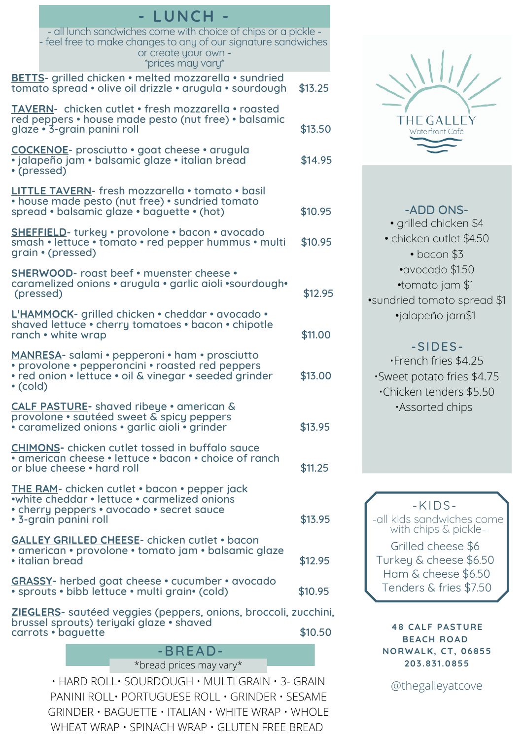# - LUNCH -

- all lunch sandwiches come with choice of chips or a pickle -
- feel free to make changes to any of our signature sandwiches or create your own -
*prices may vary*

**BETTS**- grilled chicken • melted mozzarella • sundried tomato spread • olive oil drizzle • arugula • sourdough $13.25

**TAVERN**- chicken cutlet • fresh mozzarella • roasted red peppers • house made pesto (nut free) • balsamic glaze • 3-grain panini roll $13.50

**COCKENOE**- prosciutto • goat cheese • arugula • jalapeño jam • balsamic glaze • italian bread • (pressed) $14.95

**LITTLE TAVERN**- fresh mozzarella • tomato • basil • house made pesto (nut free) • sundried tomato spread • balsamic glaze • baguette • (hot) $10.95

**SHEFFIELD**- turkey • provolone • bacon • avocado smash • lettuce • tomato • red pepper hummus • multi grain • (pressed) $10.95

**SHERWOOD**- roast beef • muenster cheese • caramelized onions • arugula • garlic aioli •sourdough• (pressed) $12.95

**L'HAMMOCK**- grilled chicken • cheddar • avocado • shaved lettuce • cherry tomatoes • bacon • chipotle ranch • white wrap $11.00

**MANRESA**- salami • pepperoni • ham • prosciutto • provolone • pepperoncini • roasted red peppers • red onion • lettuce • oil & vinegar • seeded grinder • (cold) $13.00

**CALF PASTURE**- shaved ribeye • american & provolone • sautéed sweet & spicy peppers • caramelized onions • garlic aioli • grinder $13.95

**CHIMONS**- chicken cutlet tossed in buffalo sauce • american cheese • lettuce • bacon • choice of ranch or blue cheese • hard roll $11.25

**THE RAM**- chicken cutlet • bacon • pepper jack •white cheddar • lettuce • carmelized onions • cherry peppers • avocado • secret sauce • 3-grain panini roll $13.95

**GALLEY GRILLED CHEESE**- chicken cutlet • bacon • american • provolone • tomato jam • balsamic glaze • italian bread $12.95

**GRASSY**- herbed goat cheese • cucumber • avocado • sprouts • bibb lettuce • multi grain• (cold) $10.95

**ZIEGLERS**- sautéed veggies (peppers, onions, broccoli, zucchini, brussel sprouts) teriyaki glaze • shaved carrots • baguette $10.50

## -BREAD-

*bread prices may vary*

• HARD ROLL• SOURDOUGH • MULTI GRAIN • 3- GRAIN PANINI ROLL• PORTUGUESE ROLL • GRINDER • SESAME GRINDER • BAGUETTE • ITALIAN • WHITE WRAP • WHOLE WHEAT WRAP • SPINACH WRAP • GLUTEN FREE BREAD

THE GALLEY
Waterfront Café

## -ADD ONS-

- grilled chicken $4
- chicken cutlet $4.50
- bacon $3
- avocado $1.50
- tomato jam $1
- sundried tomato spread $1
- jalapeño jam$1

## -SIDES-

- French fries $4.25
- Sweet potato fries $4.75
- Chicken tenders $5.50
- Assorted chips

## -KIDS-

-all kids sandwiches come with chips & pickle-

Grilled cheese $6
Turkey & cheese $6.50
Ham & cheese $6.50
Tenders & fries $7.50

48 CALF PASTURE BEACH ROAD
NORWALK, CT, 06855
203.831.0855

@thegalleyatcove